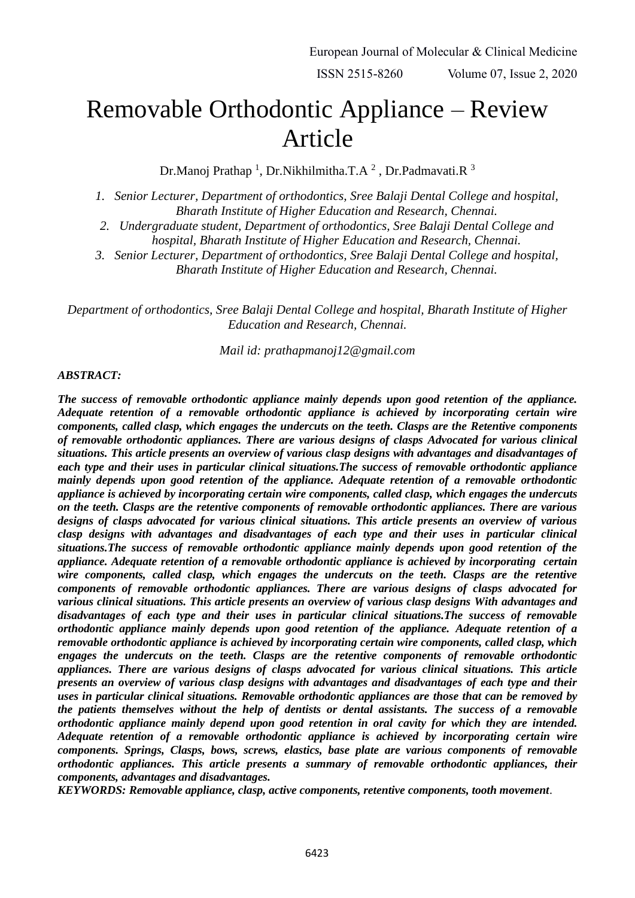᠎# Removable Orthodontic Appliance – Review Article

Dr.Manoj Prathap [1], Dr.Nikhilmitha.T.A [2] , Dr.Padmavati.R [3]

1. *Senior Lecturer, Department of orthodontics, Sree Balaji Dental College and hospital, Bharath Institute of Higher Education and Research, Chennai.*
2. *Undergraduate student, Department of orthodontics, Sree Balaji Dental College and hospital, Bharath Institute of Higher Education and Research, Chennai.*
3. *Senior Lecturer, Department of orthodontics, Sree Balaji Dental College and hospital, Bharath Institute of Higher Education and Research, Chennai.*

*Department of orthodontics, Sree Balaji Dental College and hospital, Bharath Institute of Higher Education and Research, Chennai.*

*Mail id: prathapmanoj12@gmail.com*

***ABSTRACT:***

***The success of removable orthodontic appliance mainly depends upon good retention of the appliance. Adequate retention of a removable orthodontic appliance is achieved by incorporating certain wire components, called clasp, which engages the undercuts on the teeth. Clasps are the Retentive components of removable orthodontic appliances. There are various designs of clasps Advocated for various clinical situations. This article presents an overview of various clasp designs with advantages and disadvantages of each type and their uses in particular clinical situations.The success of removable orthodontic appliance mainly depends upon good retention of the appliance. Adequate retention of a removable orthodontic appliance is achieved by incorporating certain wire components, called clasp, which engages the undercuts on the teeth. Clasps are the retentive components of removable orthodontic appliances. There are various designs of clasps advocated for various clinical situations. This article presents an overview of various clasp designs with advantages and disadvantages of each type and their uses in particular clinical situations.The success of removable orthodontic appliance mainly depends upon good retention of the appliance. Adequate retention of a removable orthodontic appliance is achieved by incorporating certain wire components, called clasp, which engages the undercuts on the teeth. Clasps are the retentive components of removable orthodontic appliances. There are various designs of clasps advocated for various clinical situations. This article presents an overview of various clasp designs With advantages and disadvantages of each type and their uses in particular clinical situations.The success of removable orthodontic appliance mainly depends upon good retention of the appliance. Adequate retention of a removable orthodontic appliance is achieved by incorporating certain wire components, called clasp, which engages the undercuts on the teeth. Clasps are the retentive components of removable orthodontic appliances. There are various designs of clasps advocated for various clinical situations. This article presents an overview of various clasp designs with advantages and disadvantages of each type and their uses in particular clinical situations. Removable orthodontic appliances are those that can be removed by the patients themselves without the help of dentists or dental assistants. The success of a removable orthodontic appliance mainly depend upon good retention in oral cavity for which they are intended. Adequate retention of a removable orthodontic appliance is achieved by incorporating certain wire components. Springs, Clasps, bows, screws, elastics, base plate are various components of removable orthodontic appliances. This article presents a summary of removable orthodontic appliances, their components, advantages and disadvantages.***

***KEYWORDS: Removable appliance, clasp, active components, retentive components, tooth movement***.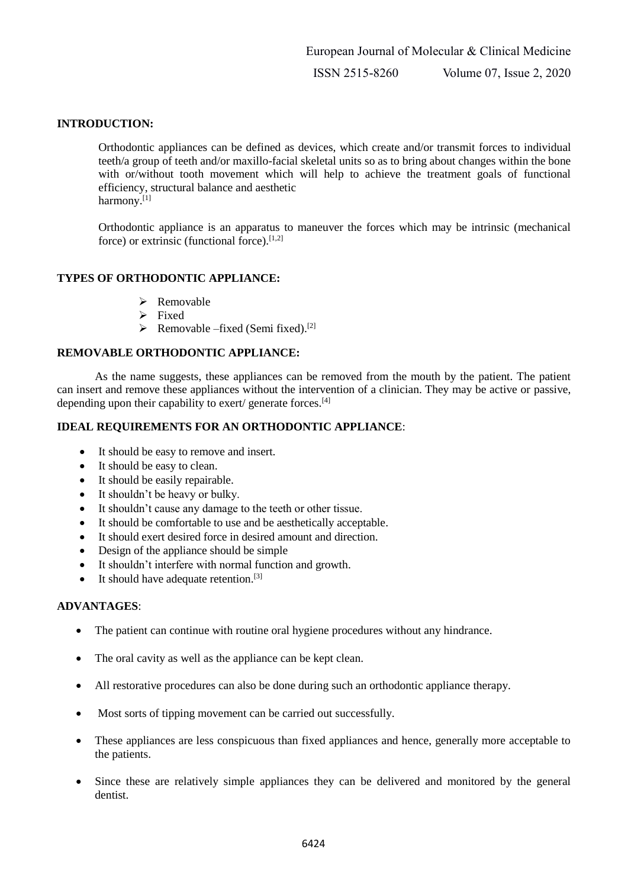## INTRODUCTION:

Orthodontic appliances can be defined as devices, which create and/or transmit forces to individual teeth/a group of teeth and/or maxillo-facial skeletal units so as to bring about changes within the bone with or/without tooth movement which will help to achieve the treatment goals of functional efficiency, structural balance and aesthetic harmony.[1]

Orthodontic appliance is an apparatus to maneuver the forces which may be intrinsic (mechanical force) or extrinsic (functional force).[1,2]

## TYPES OF ORTHODONTIC APPLIANCE:

- Removable
- Fixed
- Removable –fixed (Semi fixed).[2]

## REMOVABLE ORTHODONTIC APPLIANCE:

As the name suggests, these appliances can be removed from the mouth by the patient. The patient can insert and remove these appliances without the intervention of a clinician. They may be active or passive, depending upon their capability to exert/ generate forces.[4]

## IDEAL REQUIREMENTS FOR AN ORTHODONTIC APPLIANCE:

- It should be easy to remove and insert.
- It should be easy to clean.
- It should be easily repairable.
- It shouldn't be heavy or bulky.
- It shouldn't cause any damage to the teeth or other tissue.
- It should be comfortable to use and be aesthetically acceptable.
- It should exert desired force in desired amount and direction.
- Design of the appliance should be simple
- It shouldn't interfere with normal function and growth.
- It should have adequate retention.[3]

## ADVANTAGES:

- The patient can continue with routine oral hygiene procedures without any hindrance.
- The oral cavity as well as the appliance can be kept clean.
- All restorative procedures can also be done during such an orthodontic appliance therapy.
- Most sorts of tipping movement can be carried out successfully.
- These appliances are less conspicuous than fixed appliances and hence, generally more acceptable to the patients.
- Since these are relatively simple appliances they can be delivered and monitored by the general dentist.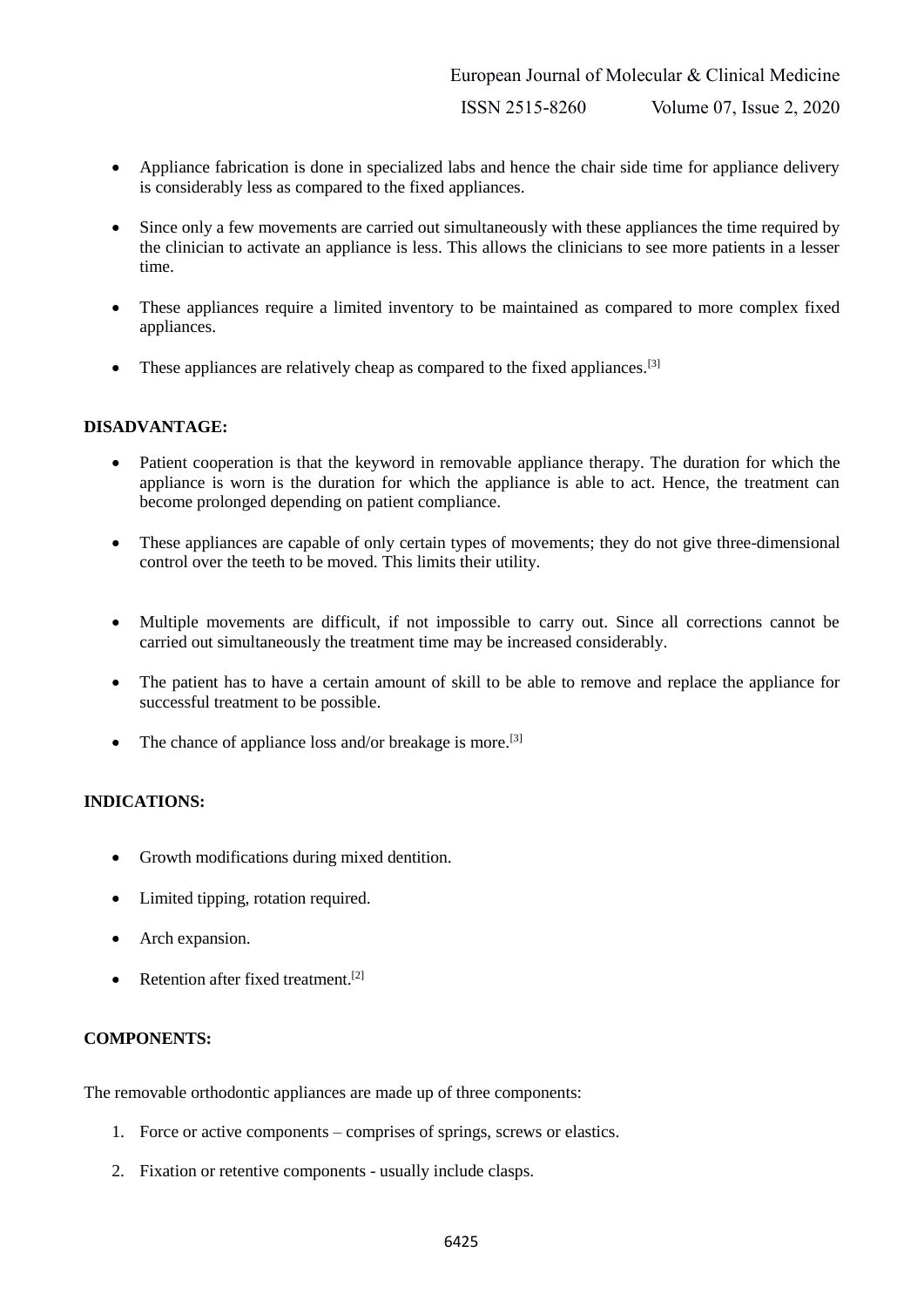- Appliance fabrication is done in specialized labs and hence the chair side time for appliance delivery is considerably less as compared to the fixed appliances.

- Since only a few movements are carried out simultaneously with these appliances the time required by the clinician to activate an appliance is less. This allows the clinicians to see more patients in a lesser time.

- These appliances require a limited inventory to be maintained as compared to more complex fixed appliances.

- These appliances are relatively cheap as compared to the fixed appliances.[3]

**DISADVANTAGE:**

- Patient cooperation is that the keyword in removable appliance therapy. The duration for which the appliance is worn is the duration for which the appliance is able to act. Hence, the treatment can become prolonged depending on patient compliance.

- These appliances are capable of only certain types of movements; they do not give three-dimensional control over the teeth to be moved. This limits their utility.

- Multiple movements are difficult, if not impossible to carry out. Since all corrections cannot be carried out simultaneously the treatment time may be increased considerably.

- The patient has to have a certain amount of skill to be able to remove and replace the appliance for successful treatment to be possible.

- The chance of appliance loss and/or breakage is more.[3]

**INDICATIONS:**

- Growth modifications during mixed dentition.

- Limited tipping, rotation required.

- Arch expansion.

- Retention after fixed treatment.[2]

**COMPONENTS:**

The removable orthodontic appliances are made up of three components:

1. Force or active components – comprises of springs, screws or elastics.
2. Fixation or retentive components - usually include clasps.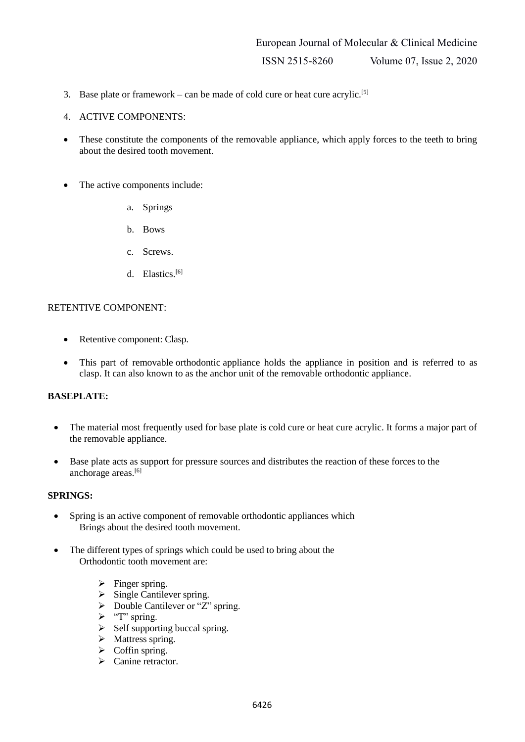3. Base plate or framework – can be made of cold cure or heat cure acrylic.[5]

4. ACTIVE COMPONENTS:

- These constitute the components of the removable appliance, which apply forces to the teeth to bring about the desired tooth movement.

- The active components include:

    a. Springs

    b. Bows

    c. Screws.

    d. Elastics.[6]

RETENTIVE COMPONENT:

- Retentive component: Clasp.

- This part of removable orthodontic appliance holds the appliance in position and is referred to as clasp. It can also known to as the anchor unit of the removable orthodontic appliance.

**BASEPLATE:**

- The material most frequently used for base plate is cold cure or heat cure acrylic. It forms a major part of the removable appliance.

- Base plate acts as support for pressure sources and distributes the reaction of these forces to the anchorage areas.[6]

**SPRINGS:**

- Spring is an active component of removable orthodontic appliances which Brings about the desired tooth movement.

- The different types of springs which could be used to bring about the Orthodontic tooth movement are:

    - Finger spring.
    - Single Cantilever spring.
    - Double Cantilever or "Z" spring.
    - "T" spring.
    - Self supporting buccal spring.
    - Mattress spring.
    - Coffin spring.
    - Canine retractor.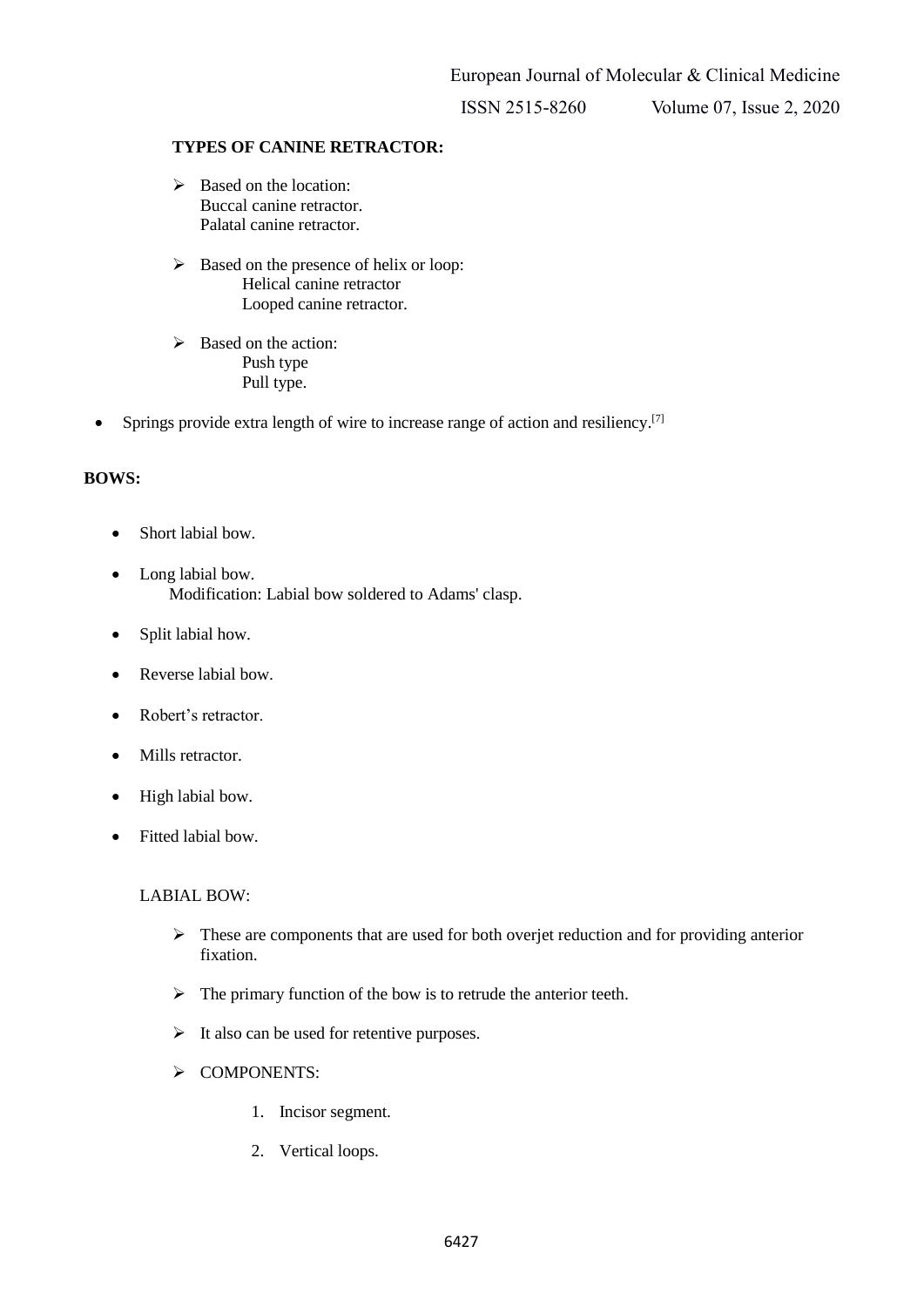**TYPES OF CANINE RETRACTOR:**

- Based on the location:
  Buccal canine retractor.
  Palatal canine retractor.

- Based on the presence of helix or loop:
  Helical canine retractor
  Looped canine retractor.

- Based on the action:
  Push type
  Pull type.

- Springs provide extra length of wire to increase range of action and resiliency.[7]

**BOWS:**

- Short labial bow.
- Long labial bow.
  Modification: Labial bow soldered to Adams' clasp.
- Split labial how.
- Reverse labial bow.
- Robert's retractor.
- Mills retractor.
- High labial bow.
- Fitted labial bow.

LABIAL BOW:

- These are components that are used for both overjet reduction and for providing anterior fixation.
- The primary function of the bow is to retrude the anterior teeth.
- It also can be used for retentive purposes.
- COMPONENTS:
  1. Incisor segment.
  2. Vertical loops.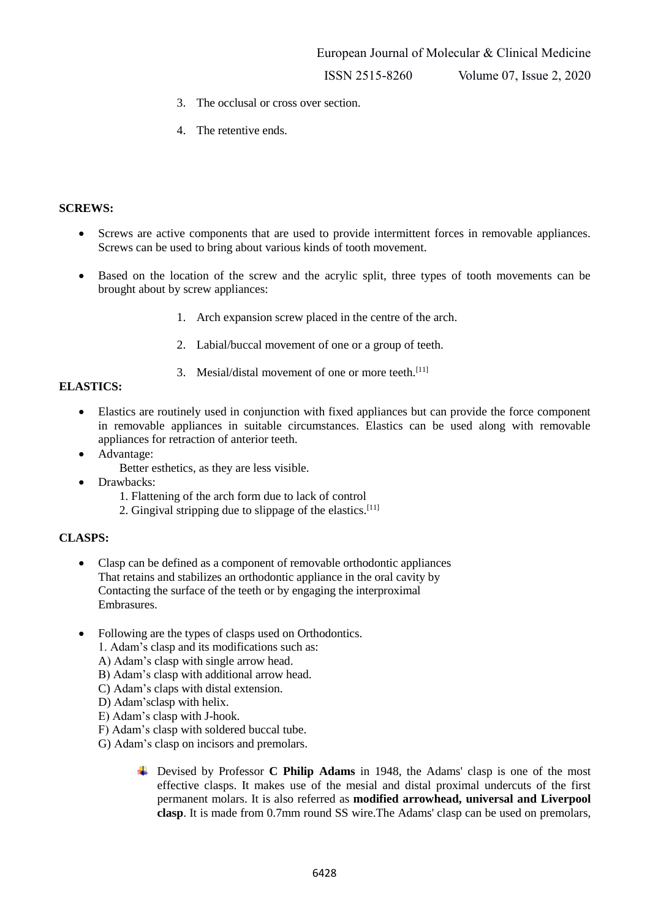3. The occlusal or cross over section.
4. The retentive ends.

**SCREWS:**

- Screws are active components that are used to provide intermittent forces in removable appliances. Screws can be used to bring about various kinds of tooth movement.
- Based on the location of the screw and the acrylic split, three types of tooth movements can be brought about by screw appliances:
    1. Arch expansion screw placed in the centre of the arch.
    2. Labial/buccal movement of one or a group of teeth.
    3. Mesial/distal movement of one or more teeth.[11]

**ELASTICS:**

- Elastics are routinely used in conjunction with fixed appliances but can provide the force component in removable appliances in suitable circumstances. Elastics can be used along with removable appliances for retraction of anterior teeth.
- Advantage:
  Better esthetics, as they are less visible.
- Drawbacks:
  1. Flattening of the arch form due to lack of control
  2. Gingival stripping due to slippage of the elastics.[11]

**CLASPS:**

- Clasp can be defined as a component of removable orthodontic appliances That retains and stabilizes an orthodontic appliance in the oral cavity by Contacting the surface of the teeth or by engaging the interproximal Embrasures.
- Following are the types of clasps used on Orthodontics.
  1. Adam's clasp and its modifications such as:
  A) Adam's clasp with single arrow head.
  B) Adam's clasp with additional arrow head.
  C) Adam's claps with distal extension.
  D) Adam'sclasp with helix.
  E) Adam's clasp with J-hook.
  F) Adam's clasp with soldered buccal tube.
  G) Adam's clasp on incisors and premolars.

    - Devised by Professor **C Philip Adams** in 1948, the Adams' clasp is one of the most effective clasps. It makes use of the mesial and distal proximal undercuts of the first permanent molars. It is also referred as **modified arrowhead, universal and Liverpool clasp**. It is made from 0.7mm round SS wire.The Adams' clasp can be used on premolars,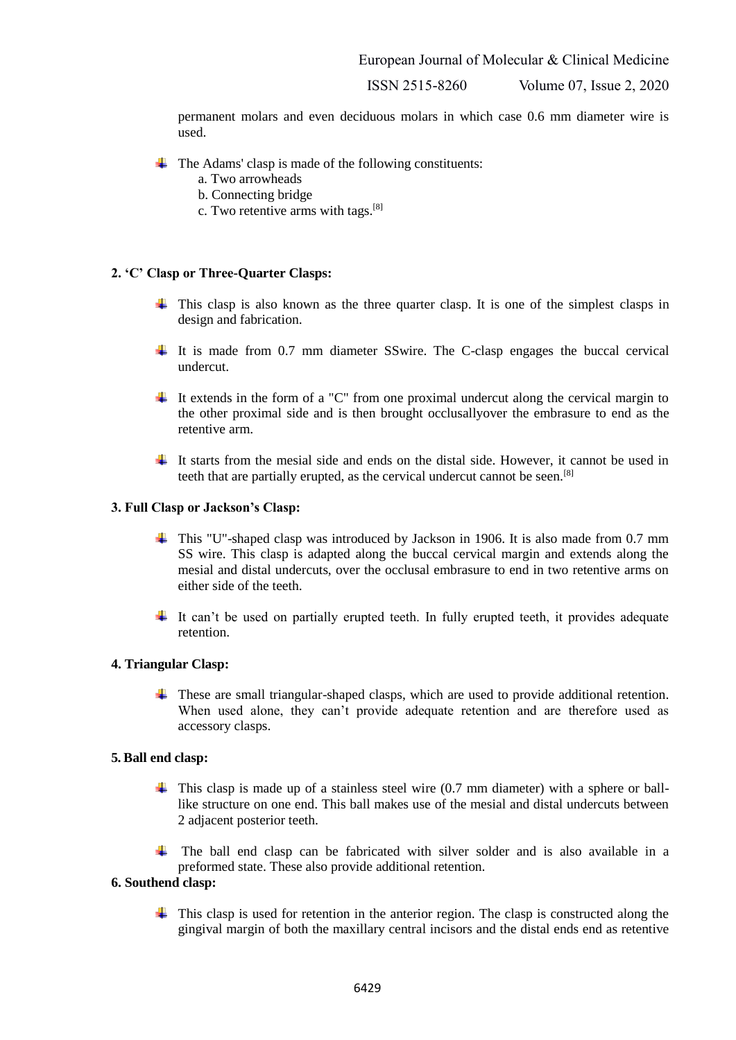permanent molars and even deciduous molars in which case 0.6 mm diameter wire is used.

- The Adams' clasp is made of the following constituents:
  a. Two arrowheads
  b. Connecting bridge
  c. Two retentive arms with tags.[8]

**2. 'C' Clasp or Three-Quarter Clasps:**

- This clasp is also known as the three quarter clasp. It is one of the simplest clasps in design and fabrication.
- It is made from 0.7 mm diameter SSwire. The C-clasp engages the buccal cervical undercut.
- It extends in the form of a "C" from one proximal undercut along the cervical margin to the other proximal side and is then brought occlusallyover the embrasure to end as the retentive arm.
- It starts from the mesial side and ends on the distal side. However, it cannot be used in teeth that are partially erupted, as the cervical undercut cannot be seen.[8]

**3. Full Clasp or Jackson's Clasp:**

- This "U"-shaped clasp was introduced by Jackson in 1906. It is also made from 0.7 mm SS wire. This clasp is adapted along the buccal cervical margin and extends along the mesial and distal undercuts, over the occlusal embrasure to end in two retentive arms on either side of the teeth.
- It can't be used on partially erupted teeth. In fully erupted teeth, it provides adequate retention.

**4. Triangular Clasp:**

- These are small triangular-shaped clasps, which are used to provide additional retention. When used alone, they can't provide adequate retention and are therefore used as accessory clasps.

**5. Ball end clasp:**

- This clasp is made up of a stainless steel wire (0.7 mm diameter) with a sphere or ball-like structure on one end. This ball makes use of the mesial and distal undercuts between 2 adjacent posterior teeth.
- The ball end clasp can be fabricated with silver solder and is also available in a preformed state. These also provide additional retention.

**6. Southend clasp:**

- This clasp is used for retention in the anterior region. The clasp is constructed along the gingival margin of both the maxillary central incisors and the distal ends end as retentive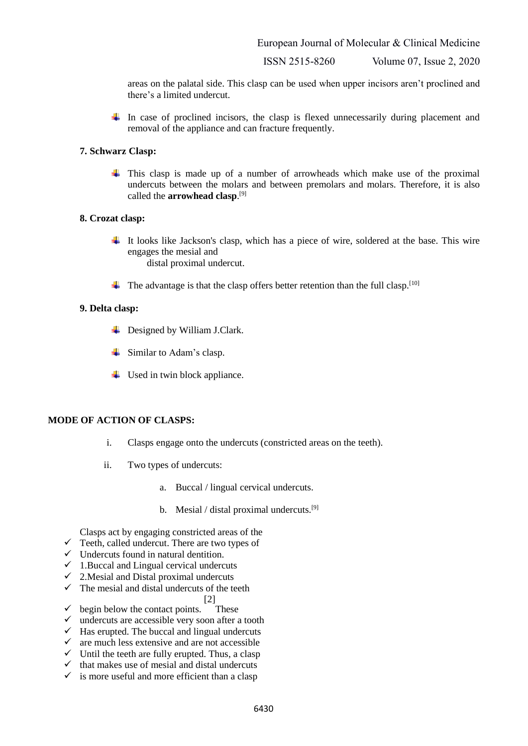areas on the palatal side. This clasp can be used when upper incisors aren't proclined and there's a limited undercut.

- In case of proclined incisors, the clasp is flexed unnecessarily during placement and removal of the appliance and can fracture frequently.

**7. Schwarz Clasp:**

- This clasp is made up of a number of arrowheads which make use of the proximal undercuts between the molars and between premolars and molars. Therefore, it is also called the **arrowhead clasp**.[9]

**8. Crozat clasp:**

- It looks like Jackson's clasp, which has a piece of wire, soldered at the base. This wire engages the mesial and
  distal proximal undercut.

- The advantage is that the clasp offers better retention than the full clasp.[10]

**9. Delta clasp:**

- Designed by William J.Clark.

- Similar to Adam's clasp.

- Used in twin block appliance.

**MODE OF ACTION OF CLASPS:**

i. Clasps engage onto the undercuts (constricted areas on the teeth).

ii. Two types of undercuts:

   a. Buccal / lingual cervical undercuts.

   b. Mesial / distal proximal undercuts.[9]

Clasps act by engaging constricted areas of the
- ✓ Teeth, called undercut. There are two types of
- ✓ Undercuts found in natural dentition.
- ✓ 1.Buccal and Lingual cervical undercuts
- ✓ 2.Mesial and Distal proximal undercuts
- ✓ The mesial and distal undercuts of the teeth [2]
- ✓ begin below the contact points. These
- ✓ undercuts are accessible very soon after a tooth
- ✓ Has erupted. The buccal and lingual undercuts
- ✓ are much less extensive and are not accessible
- ✓ Until the teeth are fully erupted. Thus, a clasp
- ✓ that makes use of mesial and distal undercuts
- ✓ is more useful and more efficient than a clasp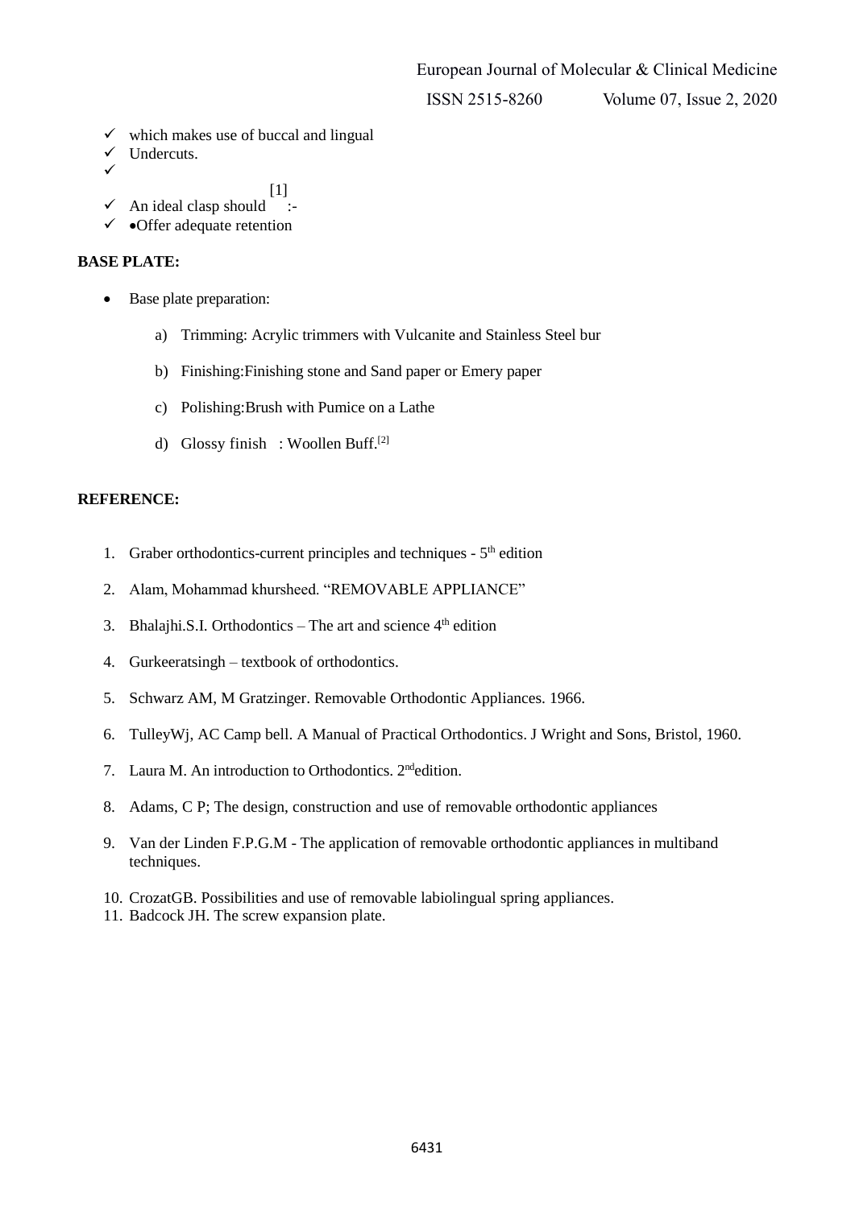- ✓ which makes use of buccal and lingual
- ✓ Undercuts.
- ✓
- ✓ An ideal clasp should [1] :-
- ✓ •Offer adequate retention

**BASE PLATE:**

- Base plate preparation:
    a) Trimming: Acrylic trimmers with Vulcanite and Stainless Steel bur

    b) Finishing:Finishing stone and Sand paper or Emery paper

    c) Polishing:Brush with Pumice on a Lathe

    d) Glossy finish : Woollen Buff.[2]

**REFERENCE:**

1. Graber orthodontics-current principles and techniques - 5th edition
2. Alam, Mohammad khursheed. "REMOVABLE APPLIANCE"
3. Bhalajhi.S.I. Orthodontics – The art and science 4th edition
4. Gurkeeratsingh – textbook of orthodontics.
5. Schwarz AM, M Gratzinger. Removable Orthodontic Appliances. 1966.
6. TulleyWj, AC Camp bell. A Manual of Practical Orthodontics. J Wright and Sons, Bristol, 1960.
7. Laura M. An introduction to Orthodontics. 2ndedition.
8. Adams, C P; The design, construction and use of removable orthodontic appliances
9. Van der Linden F.P.G.M - The application of removable orthodontic appliances in multiband techniques.
10. CrozatGB. Possibilities and use of removable labiolingual spring appliances.
11. Badcock JH. The screw expansion plate.